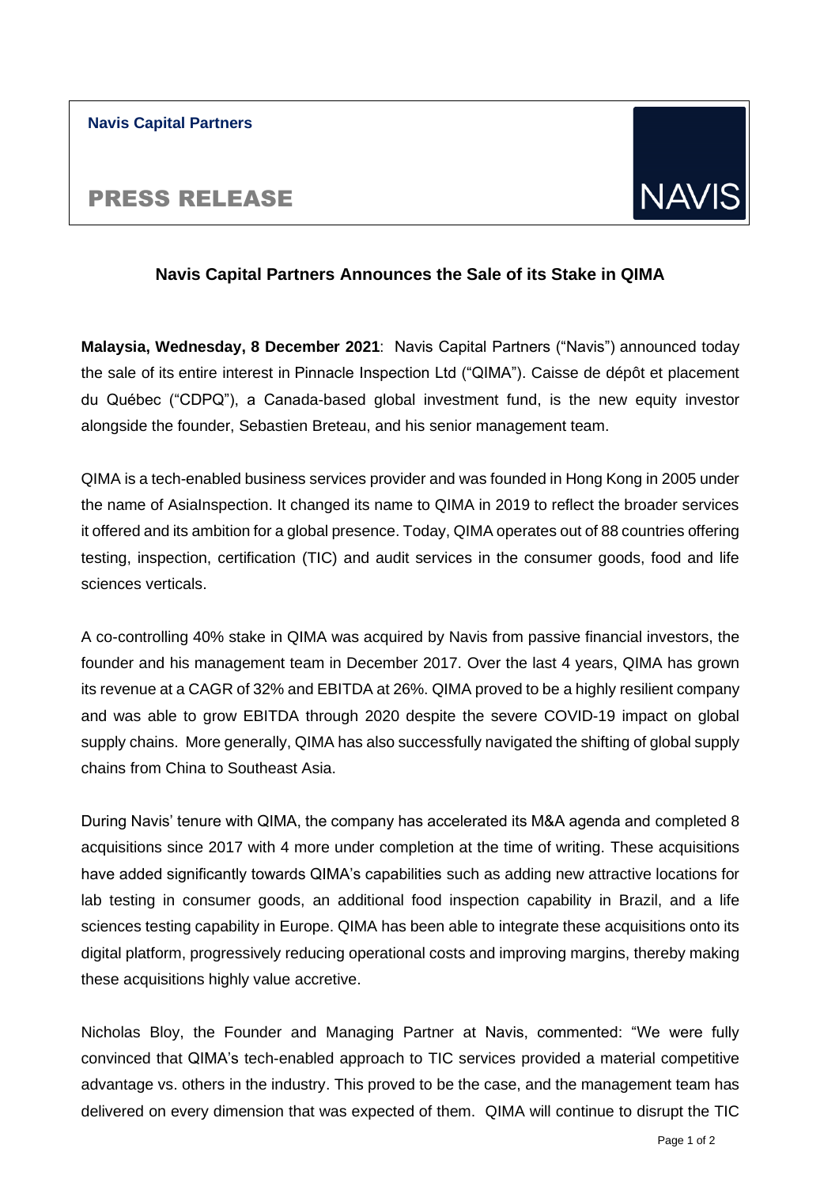**Navis Capital Partners**

# PRESS RELEASE

NAVIS

## Navis Capital Partners Announces the Sale of its Stake in QIMA

**Malaysia, Wednesday, 8 December 2021**: Navis Capital Partners ("Navis") announced today the sale of its entire interest in Pinnacle Inspection Ltd ("QIMA"). Caisse de dépôt et placement du Québec ("CDPQ"), a Canada-based global investment fund, is the new equity investor alongside the founder, Sebastien Breteau, and his senior management team.

QIMA is a tech-enabled business services provider and was founded in Hong Kong in 2005 under the name of AsiaInspection. It changed its name to QIMA in 2019 to reflect the broader services it offered and its ambition for a global presence. Today, QIMA operates out of 88 countries offering testing, inspection, certification (TIC) and audit services in the consumer goods, food and life sciences verticals.

A co-controlling 40% stake in QIMA was acquired by Navis from passive financial investors, the founder and his management team in December 2017. Over the last 4 years, QIMA has grown its revenue at a CAGR of 32% and EBITDA at 26%. QIMA proved to be a highly resilient company and was able to grow EBITDA through 2020 despite the severe COVID-19 impact on global supply chains. More generally, QIMA has also successfully navigated the shifting of global supply chains from China to Southeast Asia.

During Navis' tenure with QIMA, the company has accelerated its M&A agenda and completed 8 acquisitions since 2017 with 4 more under completion at the time of writing. These acquisitions have added significantly towards QIMA's capabilities such as adding new attractive locations for lab testing in consumer goods, an additional food inspection capability in Brazil, and a life sciences testing capability in Europe. QIMA has been able to integrate these acquisitions onto its digital platform, progressively reducing operational costs and improving margins, thereby making these acquisitions highly value accretive.

Nicholas Bloy, the Founder and Managing Partner at Navis, commented: "We were fully convinced that QIMA's tech-enabled approach to TIC services provided a material competitive advantage vs. others in the industry. This proved to be the case, and the management team has delivered on every dimension that was expected of them. QIMA will continue to disrupt the TIC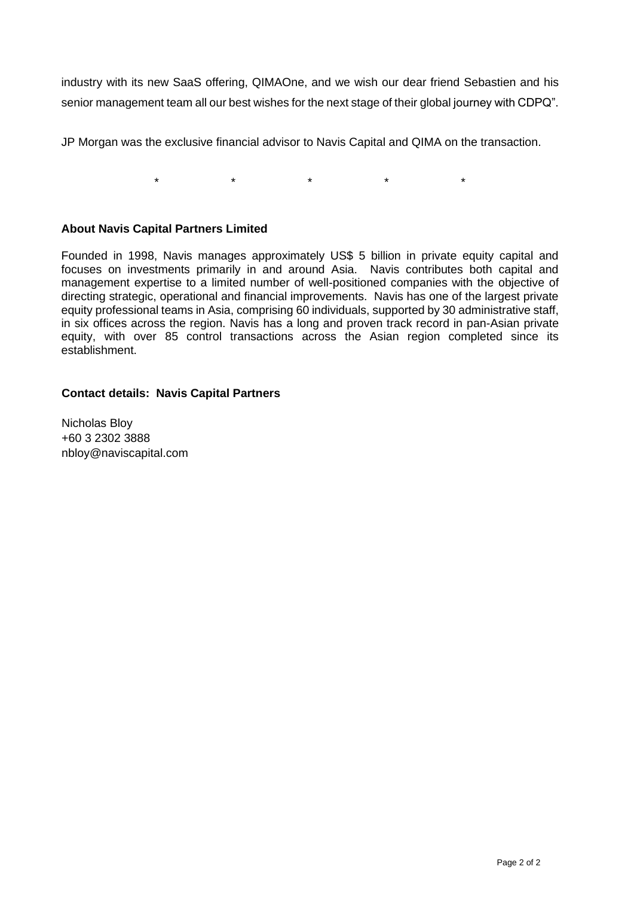industry with its new SaaS offering, QIMAOne, and we wish our dear friend Sebastien and his senior management team all our best wishes for the next stage of their global journey with CDPQ".

JP Morgan was the exclusive financial advisor to Navis Capital and QIMA on the transaction.

\*   \*   \*   \*   \*

**About Navis Capital Partners Limited**

Founded in 1998, Navis manages approximately US$ 5 billion in private equity capital and focuses on investments primarily in and around Asia. Navis contributes both capital and management expertise to a limited number of well-positioned companies with the objective of directing strategic, operational and financial improvements. Navis has one of the largest private equity professional teams in Asia, comprising 60 individuals, supported by 30 administrative staff, in six offices across the region. Navis has a long and proven track record in pan-Asian private equity, with over 85 control transactions across the Asian region completed since its establishment.

**Contact details: Navis Capital Partners**

Nicholas Bloy
+60 3 2302 3888
nbloy@naviscapital.com